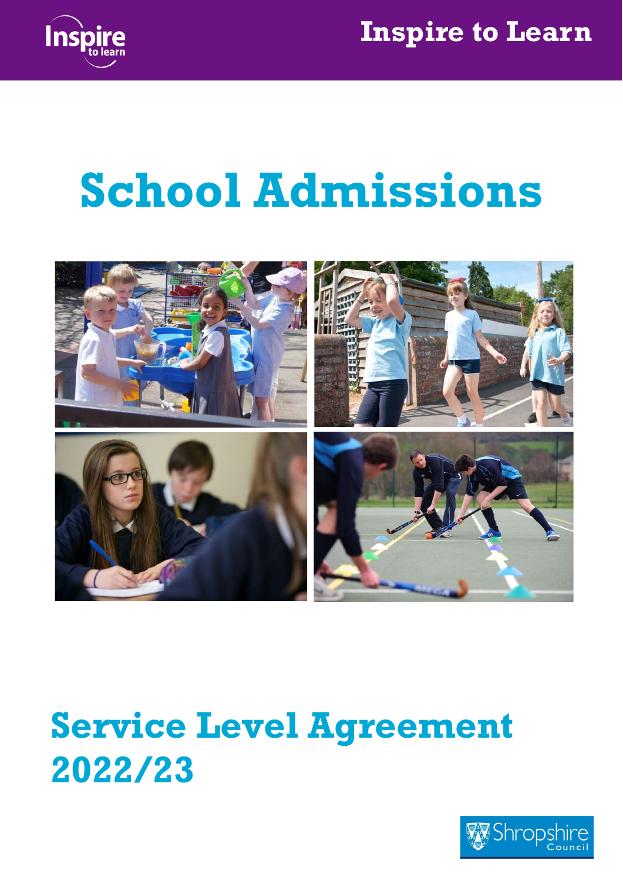Inspire to Learn

# School Admissions

## Service Level Agreement 2022/23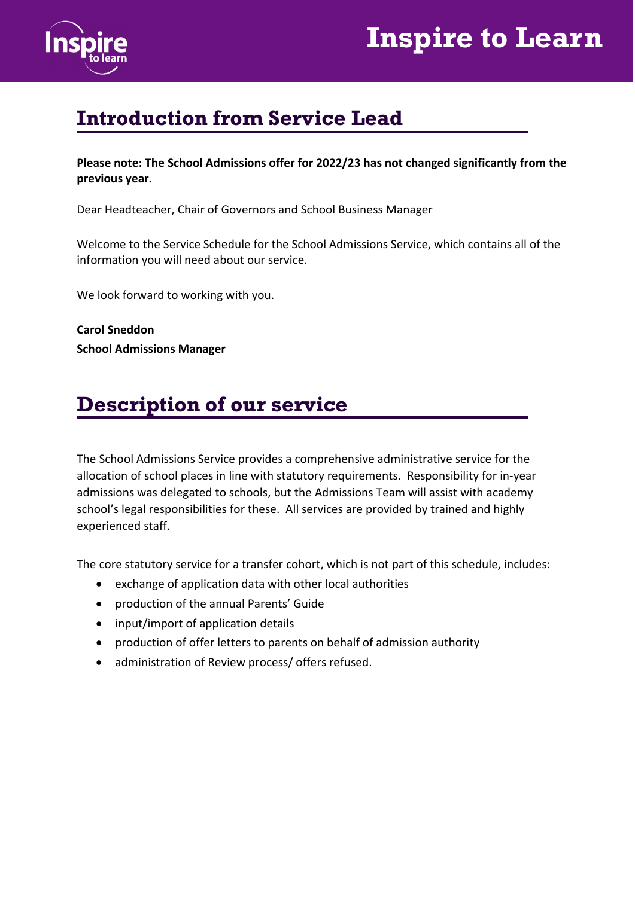## Introduction from Service Lead

**Please note: The School Admissions offer for 2022/23 has not changed significantly from the previous year.**

Dear Headteacher, Chair of Governors and School Business Manager

Welcome to the Service Schedule for the School Admissions Service, which contains all of the information you will need about our service.

We look forward to working with you.

**Carol Sneddon**
**School Admissions Manager**

## Description of our service

The School Admissions Service provides a comprehensive administrative service for the allocation of school places in line with statutory requirements. Responsibility for in-year admissions was delegated to schools, but the Admissions Team will assist with academy school's legal responsibilities for these. All services are provided by trained and highly experienced staff.

The core statutory service for a transfer cohort, which is not part of this schedule, includes:

- exchange of application data with other local authorities
- production of the annual Parents' Guide
- input/import of application details
- production of offer letters to parents on behalf of admission authority
- administration of Review process/ offers refused.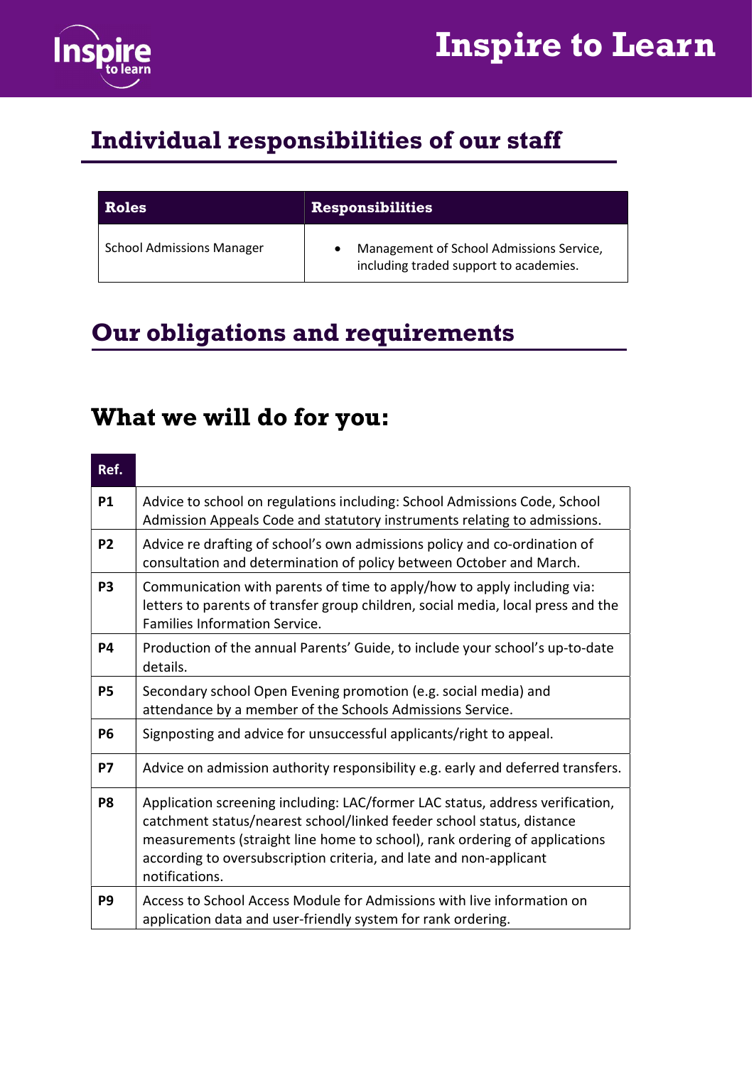## Individual responsibilities of our staff

| Roles | Responsibilities |
|---|---|
| School Admissions Manager | • Management of School Admissions Service, including traded support to academies. |

## Our obligations and requirements

## What we will do for you:

| Ref. | |
|---|---|
| **P1** | Advice to school on regulations including: School Admissions Code, School Admission Appeals Code and statutory instruments relating to admissions. |
| **P2** | Advice re drafting of school's own admissions policy and co-ordination of consultation and determination of policy between October and March. |
| **P3** | Communication with parents of time to apply/how to apply including via: letters to parents of transfer group children, social media, local press and the Families Information Service. |
| **P4** | Production of the annual Parents' Guide, to include your school's up-to-date details. |
| **P5** | Secondary school Open Evening promotion (e.g. social media) and attendance by a member of the Schools Admissions Service. |
| **P6** | Signposting and advice for unsuccessful applicants/right to appeal. |
| **P7** | Advice on admission authority responsibility e.g. early and deferred transfers. |
| **P8** | Application screening including: LAC/former LAC status, address verification, catchment status/nearest school/linked feeder school status, distance measurements (straight line home to school), rank ordering of applications according to oversubscription criteria, and late and non-applicant notifications. |
| **P9** | Access to School Access Module for Admissions with live information on application data and user-friendly system for rank ordering. |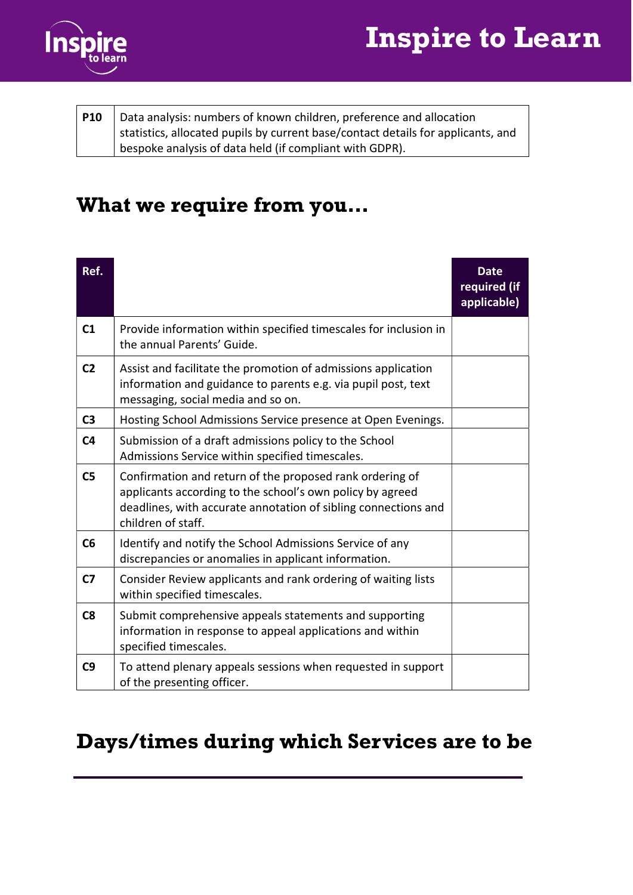| P10 | Data analysis: numbers of known children, preference and allocation statistics, allocated pupils by current base/contact details for applicants, and bespoke analysis of data held (if compliant with GDPR). |
|---|---|

## What we require from you…

| Ref. | | Date required (if applicable) |
|---|---|---|
| C1 | Provide information within specified timescales for inclusion in the annual Parents' Guide. | |
| C2 | Assist and facilitate the promotion of admissions application information and guidance to parents e.g. via pupil post, text messaging, social media and so on. | |
| C3 | Hosting School Admissions Service presence at Open Evenings. | |
| C4 | Submission of a draft admissions policy to the School Admissions Service within specified timescales. | |
| C5 | Confirmation and return of the proposed rank ordering of applicants according to the school's own policy by agreed deadlines, with accurate annotation of sibling connections and children of staff. | |
| C6 | Identify and notify the School Admissions Service of any discrepancies or anomalies in applicant information. | |
| C7 | Consider Review applicants and rank ordering of waiting lists within specified timescales. | |
| C8 | Submit comprehensive appeals statements and supporting information in response to appeal applications and within specified timescales. | |
| C9 | To attend plenary appeals sessions when requested in support of the presenting officer. | |

## Days/times during which Services are to be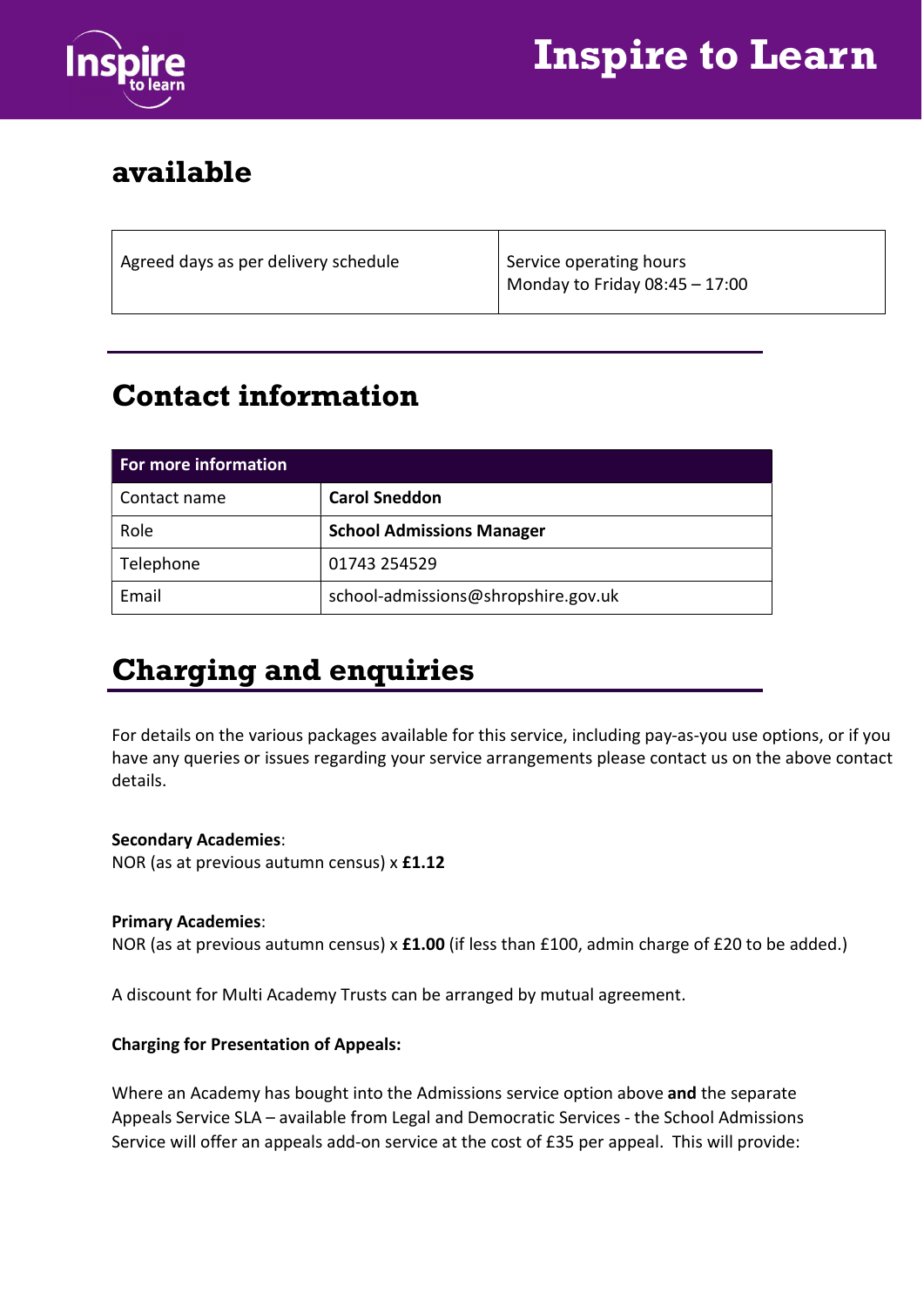## available

| Agreed days as per delivery schedule | Service operating hours<br>Monday to Friday 08:45 – 17:00 |
|---|---|

## Contact information

| For more information | |
|---|---|
| Contact name | **Carol Sneddon** |
| Role | **School Admissions Manager** |
| Telephone | 01743 254529 |
| Email | school-admissions@shropshire.gov.uk |

## Charging and enquiries

For details on the various packages available for this service, including pay-as-you use options, or if you have any queries or issues regarding your service arrangements please contact us on the above contact details.

**Secondary Academies**:
NOR (as at previous autumn census) x **£1.12**

**Primary Academies**:
NOR (as at previous autumn census) x **£1.00** (if less than £100, admin charge of £20 to be added.)

A discount for Multi Academy Trusts can be arranged by mutual agreement.

**Charging for Presentation of Appeals:**

Where an Academy has bought into the Admissions service option above **and** the separate Appeals Service SLA – available from Legal and Democratic Services - the School Admissions Service will offer an appeals add-on service at the cost of £35 per appeal. This will provide: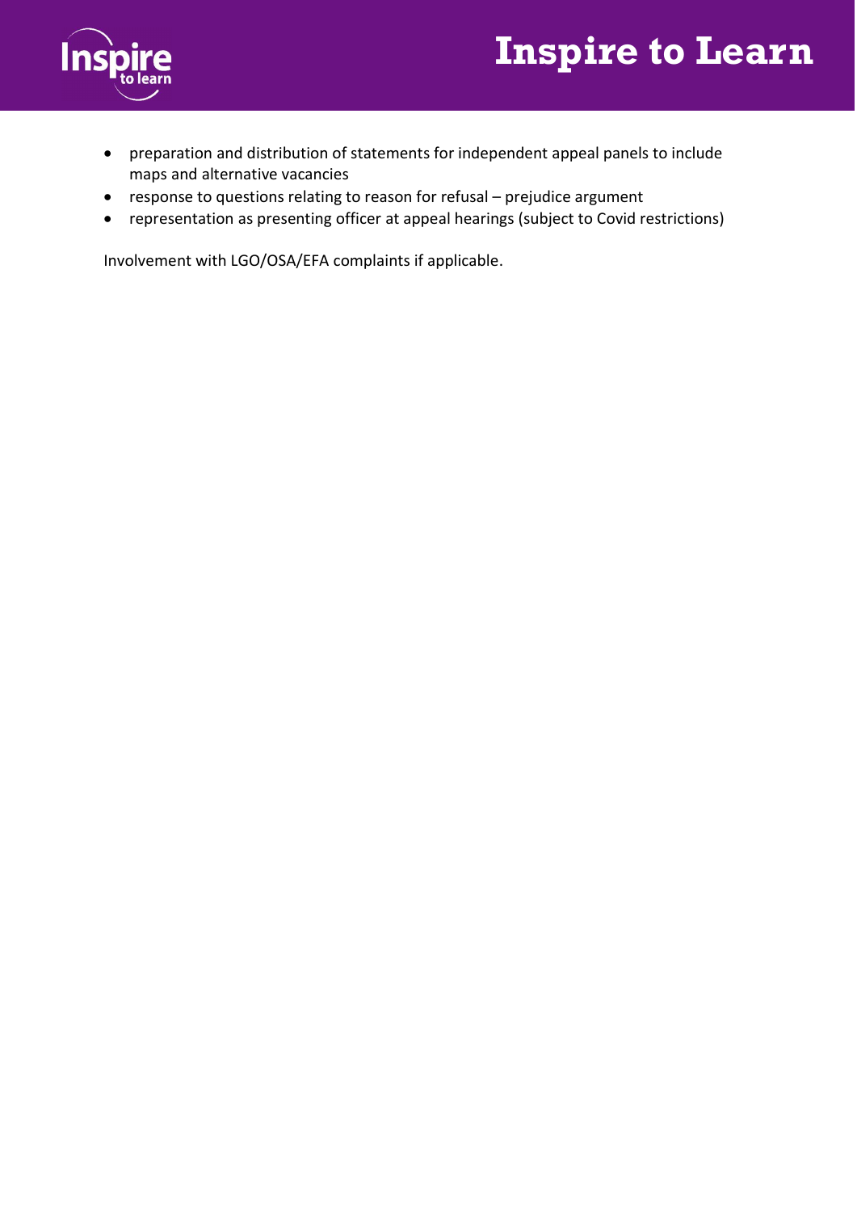- preparation and distribution of statements for independent appeal panels to include maps and alternative vacancies
- response to questions relating to reason for refusal – prejudice argument
- representation as presenting officer at appeal hearings (subject to Covid restrictions)

Involvement with LGO/OSA/EFA complaints if applicable.